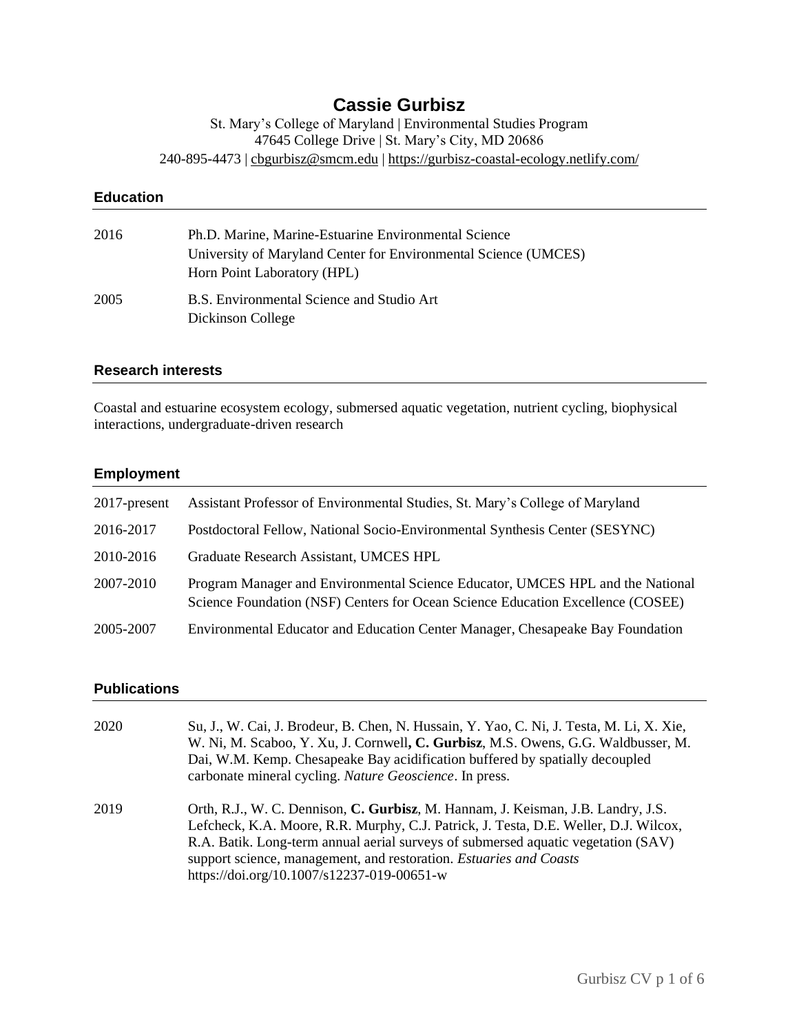# Cassie Gurbisz

St. Mary's College of Maryland | Environmental Studies Program
47645 College Drive | St. Mary's City, MD 20686
240-895-4473 | cbgurbisz@smcm.edu | https://gurbisz-coastal-ecology.netlify.com/

## Education

| | |
|---|---|
| 2016 | Ph.D. Marine, Marine-Estuarine Environmental Science<br>University of Maryland Center for Environmental Science (UMCES)<br>Horn Point Laboratory (HPL) |
| 2005 | B.S. Environmental Science and Studio Art<br>Dickinson College |

## Research interests

Coastal and estuarine ecosystem ecology, submersed aquatic vegetation, nutrient cycling, biophysical interactions, undergraduate-driven research

## Employment

| | |
|---|---|
| 2017-present | Assistant Professor of Environmental Studies, St. Mary's College of Maryland |
| 2016-2017 | Postdoctoral Fellow, National Socio-Environmental Synthesis Center (SESYNC) |
| 2010-2016 | Graduate Research Assistant, UMCES HPL |
| 2007-2010 | Program Manager and Environmental Science Educator, UMCES HPL and the National Science Foundation (NSF) Centers for Ocean Science Education Excellence (COSEE) |
| 2005-2007 | Environmental Educator and Education Center Manager, Chesapeake Bay Foundation |

## Publications

| | |
|---|---|
| 2020 | Su, J., W. Cai, J. Brodeur, B. Chen, N. Hussain, Y. Yao, C. Ni, J. Testa, M. Li, X. Xie, W. Ni, M. Scaboo, Y. Xu, J. Cornwell**, C. Gurbisz**, M.S. Owens, G.G. Waldbusser, M. Dai, W.M. Kemp. Chesapeake Bay acidification buffered by spatially decoupled carbonate mineral cycling. *Nature Geoscience*. In press. |
| 2019 | Orth, R.J., W. C. Dennison, **C. Gurbisz**, M. Hannam, J. Keisman, J.B. Landry, J.S. Lefcheck, K.A. Moore, R.R. Murphy, C.J. Patrick, J. Testa, D.E. Weller, D.J. Wilcox, R.A. Batik. Long-term annual aerial surveys of submersed aquatic vegetation (SAV) support science, management, and restoration. *Estuaries and Coasts* https://doi.org/10.1007/s12237-019-00651-w |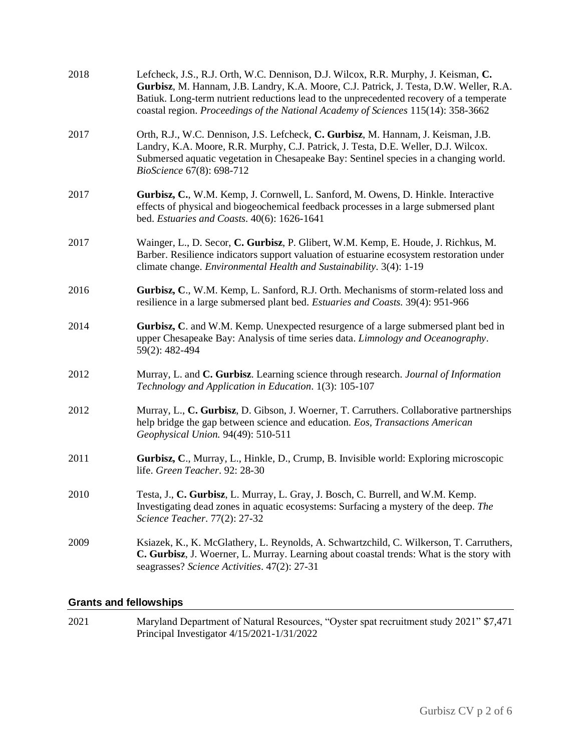2018 Lefcheck, J.S., R.J. Orth, W.C. Dennison, D.J. Wilcox, R.R. Murphy, J. Keisman, **C. Gurbisz**, M. Hannam, J.B. Landry, K.A. Moore, C.J. Patrick, J. Testa, D.W. Weller, R.A. Batiuk. Long-term nutrient reductions lead to the unprecedented recovery of a temperate coastal region. *Proceedings of the National Academy of Sciences* 115(14): 358-3662

2017 Orth, R.J., W.C. Dennison, J.S. Lefcheck, **C. Gurbisz**, M. Hannam, J. Keisman, J.B. Landry, K.A. Moore, R.R. Murphy, C.J. Patrick, J. Testa, D.E. Weller, D.J. Wilcox. Submersed aquatic vegetation in Chesapeake Bay: Sentinel species in a changing world. *BioScience* 67(8): 698-712

2017 **Gurbisz, C.**, W.M. Kemp, J. Cornwell, L. Sanford, M. Owens, D. Hinkle. Interactive effects of physical and biogeochemical feedback processes in a large submersed plant bed. *Estuaries and Coasts*. 40(6): 1626-1641

2017 Wainger, L., D. Secor, **C. Gurbisz**, P. Glibert, W.M. Kemp, E. Houde, J. Richkus, M. Barber. Resilience indicators support valuation of estuarine ecosystem restoration under climate change. *Environmental Health and Sustainability*. 3(4): 1-19

2016 **Gurbisz, C**., W.M. Kemp, L. Sanford, R.J. Orth. Mechanisms of storm-related loss and resilience in a large submersed plant bed. *Estuaries and Coasts.* 39(4): 951-966

2014 **Gurbisz, C**. and W.M. Kemp. Unexpected resurgence of a large submersed plant bed in upper Chesapeake Bay: Analysis of time series data. *Limnology and Oceanography*. 59(2): 482-494

2012 Murray, L. and **C. Gurbisz**. Learning science through research. *Journal of Information Technology and Application in Education*. 1(3): 105-107

2012 Murray, L., **C. Gurbisz**, D. Gibson, J. Woerner, T. Carruthers. Collaborative partnerships help bridge the gap between science and education. *Eos, Transactions American Geophysical Union.* 94(49): 510-511

2011 **Gurbisz, C**., Murray, L., Hinkle, D., Crump, B. Invisible world: Exploring microscopic life. *Green Teacher*. 92: 28-30

2010 Testa, J., **C. Gurbisz**, L. Murray, L. Gray, J. Bosch, C. Burrell, and W.M. Kemp. Investigating dead zones in aquatic ecosystems: Surfacing a mystery of the deep. *The Science Teacher*. 77(2): 27-32

2009 Ksiazek, K., K. McGlathery, L. Reynolds, A. Schwartzchild, C. Wilkerson, T. Carruthers, **C. Gurbisz**, J. Woerner, L. Murray. Learning about coastal trends: What is the story with seagrasses? *Science Activities*. 47(2): 27-31

## Grants and fellowships

2021 Maryland Department of Natural Resources, "Oyster spat recruitment study 2021" $7,471 Principal Investigator 4/15/2021-1/31/2022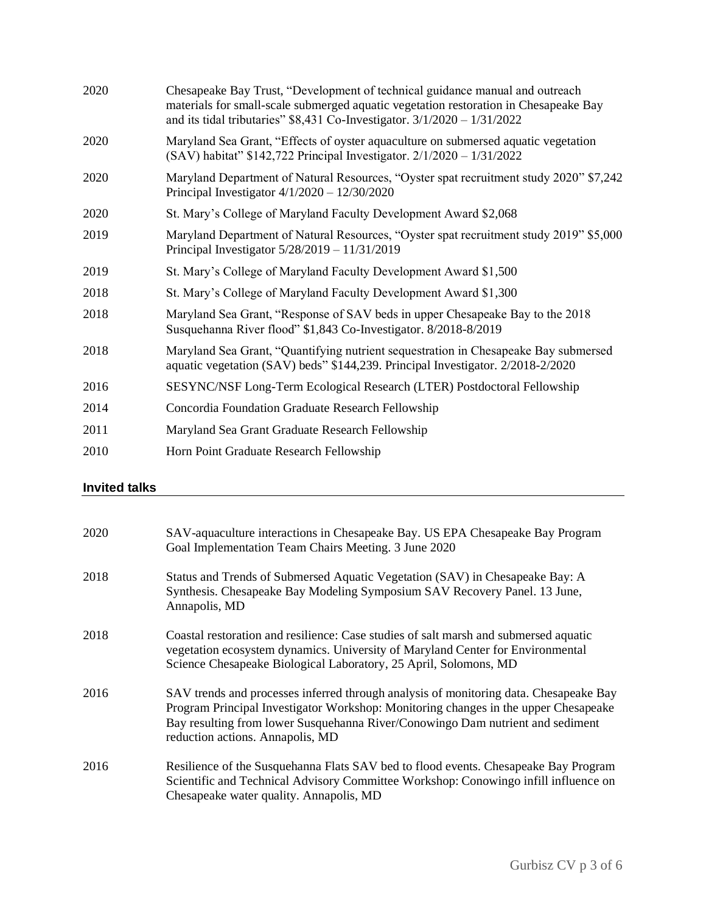2020 Chesapeake Bay Trust, "Development of technical guidance manual and outreach materials for small-scale submerged aquatic vegetation restoration in Chesapeake Bay and its tidal tributaries" $8,431 Co-Investigator. 3/1/2020 – 1/31/2022

2020 Maryland Sea Grant, "Effects of oyster aquaculture on submersed aquatic vegetation (SAV) habitat" $142,722 Principal Investigator. 2/1/2020 – 1/31/2022

2020 Maryland Department of Natural Resources, "Oyster spat recruitment study 2020" $7,242 Principal Investigator 4/1/2020 – 12/30/2020

2020 St. Mary's College of Maryland Faculty Development Award $2,068

2019 Maryland Department of Natural Resources, "Oyster spat recruitment study 2019" $5,000 Principal Investigator 5/28/2019 – 11/31/2019

2019 St. Mary's College of Maryland Faculty Development Award $1,500

2018 St. Mary's College of Maryland Faculty Development Award $1,300

2018 Maryland Sea Grant, "Response of SAV beds in upper Chesapeake Bay to the 2018 Susquehanna River flood" $1,843 Co-Investigator. 8/2018-8/2019

2018 Maryland Sea Grant, "Quantifying nutrient sequestration in Chesapeake Bay submersed aquatic vegetation (SAV) beds" $144,239. Principal Investigator. 2/2018-2/2020

2016 SESYNC/NSF Long-Term Ecological Research (LTER) Postdoctoral Fellowship

2014 Concordia Foundation Graduate Research Fellowship

2011 Maryland Sea Grant Graduate Research Fellowship

2010 Horn Point Graduate Research Fellowship

## Invited talks

2020 SAV-aquaculture interactions in Chesapeake Bay. US EPA Chesapeake Bay Program Goal Implementation Team Chairs Meeting. 3 June 2020

2018 Status and Trends of Submersed Aquatic Vegetation (SAV) in Chesapeake Bay: A Synthesis. Chesapeake Bay Modeling Symposium SAV Recovery Panel. 13 June, Annapolis, MD

2018 Coastal restoration and resilience: Case studies of salt marsh and submersed aquatic vegetation ecosystem dynamics. University of Maryland Center for Environmental Science Chesapeake Biological Laboratory, 25 April, Solomons, MD

2016 SAV trends and processes inferred through analysis of monitoring data. Chesapeake Bay Program Principal Investigator Workshop: Monitoring changes in the upper Chesapeake Bay resulting from lower Susquehanna River/Conowingo Dam nutrient and sediment reduction actions. Annapolis, MD

2016 Resilience of the Susquehanna Flats SAV bed to flood events. Chesapeake Bay Program Scientific and Technical Advisory Committee Workshop: Conowingo infill influence on Chesapeake water quality. Annapolis, MD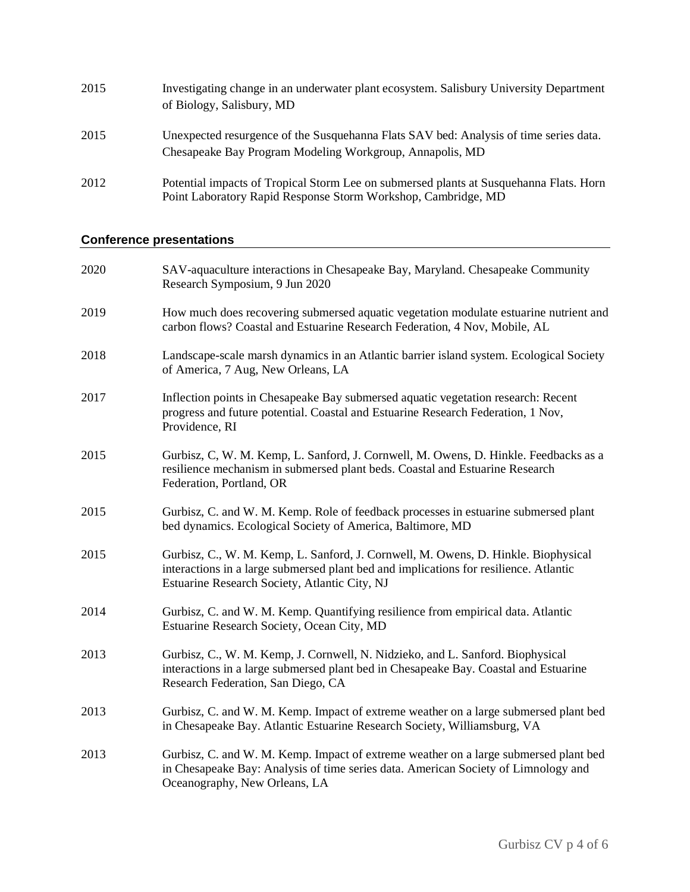2015 Investigating change in an underwater plant ecosystem. Salisbury University Department of Biology, Salisbury, MD

2015 Unexpected resurgence of the Susquehanna Flats SAV bed: Analysis of time series data. Chesapeake Bay Program Modeling Workgroup, Annapolis, MD

2012 Potential impacts of Tropical Storm Lee on submersed plants at Susquehanna Flats. Horn Point Laboratory Rapid Response Storm Workshop, Cambridge, MD

## Conference presentations

2020 SAV-aquaculture interactions in Chesapeake Bay, Maryland. Chesapeake Community Research Symposium, 9 Jun 2020

2019 How much does recovering submersed aquatic vegetation modulate estuarine nutrient and carbon flows? Coastal and Estuarine Research Federation, 4 Nov, Mobile, AL

2018 Landscape-scale marsh dynamics in an Atlantic barrier island system. Ecological Society of America, 7 Aug, New Orleans, LA

2017 Inflection points in Chesapeake Bay submersed aquatic vegetation research: Recent progress and future potential. Coastal and Estuarine Research Federation, 1 Nov, Providence, RI

2015 Gurbisz, C, W. M. Kemp, L. Sanford, J. Cornwell, M. Owens, D. Hinkle. Feedbacks as a resilience mechanism in submersed plant beds. Coastal and Estuarine Research Federation, Portland, OR

2015 Gurbisz, C. and W. M. Kemp. Role of feedback processes in estuarine submersed plant bed dynamics. Ecological Society of America, Baltimore, MD

2015 Gurbisz, C., W. M. Kemp, L. Sanford, J. Cornwell, M. Owens, D. Hinkle. Biophysical interactions in a large submersed plant bed and implications for resilience. Atlantic Estuarine Research Society, Atlantic City, NJ

2014 Gurbisz, C. and W. M. Kemp. Quantifying resilience from empirical data. Atlantic Estuarine Research Society, Ocean City, MD

2013 Gurbisz, C., W. M. Kemp, J. Cornwell, N. Nidzieko, and L. Sanford. Biophysical interactions in a large submersed plant bed in Chesapeake Bay. Coastal and Estuarine Research Federation, San Diego, CA

2013 Gurbisz, C. and W. M. Kemp. Impact of extreme weather on a large submersed plant bed in Chesapeake Bay. Atlantic Estuarine Research Society, Williamsburg, VA

2013 Gurbisz, C. and W. M. Kemp. Impact of extreme weather on a large submersed plant bed in Chesapeake Bay: Analysis of time series data. American Society of Limnology and Oceanography, New Orleans, LA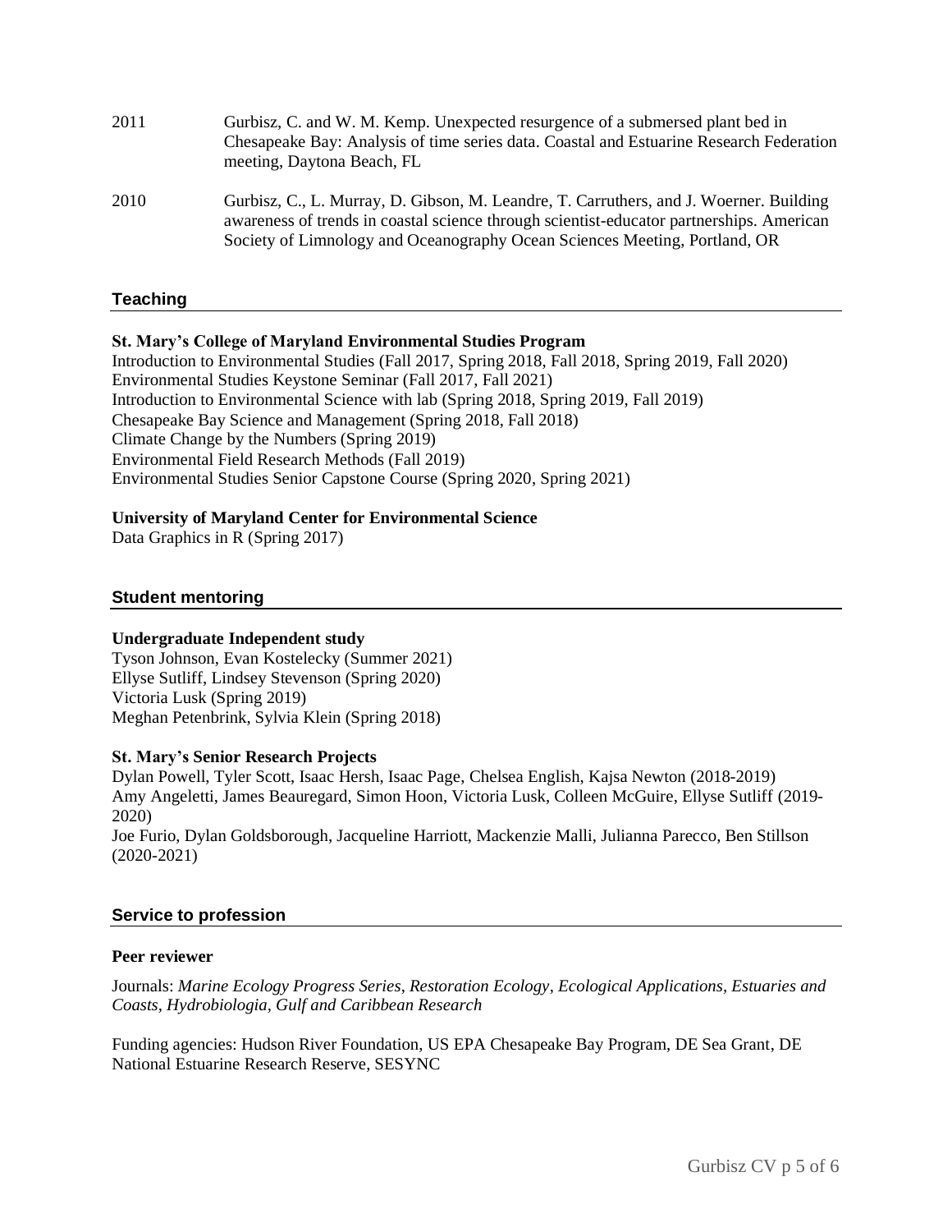2011 Gurbisz, C. and W. M. Kemp. Unexpected resurgence of a submersed plant bed in Chesapeake Bay: Analysis of time series data. Coastal and Estuarine Research Federation meeting, Daytona Beach, FL

2010 Gurbisz, C., L. Murray, D. Gibson, M. Leandre, T. Carruthers, and J. Woerner. Building awareness of trends in coastal science through scientist-educator partnerships. American Society of Limnology and Oceanography Ocean Sciences Meeting, Portland, OR

## Teaching

**St. Mary's College of Maryland Environmental Studies Program**

Introduction to Environmental Studies (Fall 2017, Spring 2018, Fall 2018, Spring 2019, Fall 2020)
Environmental Studies Keystone Seminar (Fall 2017, Fall 2021)
Introduction to Environmental Science with lab (Spring 2018, Spring 2019, Fall 2019)
Chesapeake Bay Science and Management (Spring 2018, Fall 2018)
Climate Change by the Numbers (Spring 2019)
Environmental Field Research Methods (Fall 2019)
Environmental Studies Senior Capstone Course (Spring 2020, Spring 2021)

**University of Maryland Center for Environmental Science**

Data Graphics in R (Spring 2017)

## Student mentoring

**Undergraduate Independent study**

Tyson Johnson, Evan Kostelecky (Summer 2021)
Ellyse Sutliff, Lindsey Stevenson (Spring 2020)
Victoria Lusk (Spring 2019)
Meghan Petenbrink, Sylvia Klein (Spring 2018)

**St. Mary's Senior Research Projects**

Dylan Powell, Tyler Scott, Isaac Hersh, Isaac Page, Chelsea English, Kajsa Newton (2018-2019)
Amy Angeletti, James Beauregard, Simon Hoon, Victoria Lusk, Colleen McGuire, Ellyse Sutliff (2019-2020)
Joe Furio, Dylan Goldsborough, Jacqueline Harriott, Mackenzie Malli, Julianna Parecco, Ben Stillson (2020-2021)

## Service to profession

**Peer reviewer**

Journals: *Marine Ecology Progress Series*, *Restoration Ecology*, *Ecological Applications*, *Estuaries and Coasts*, *Hydrobiologia*, *Gulf and Caribbean Research*

Funding agencies: Hudson River Foundation, US EPA Chesapeake Bay Program, DE Sea Grant, DE National Estuarine Research Reserve, SESYNC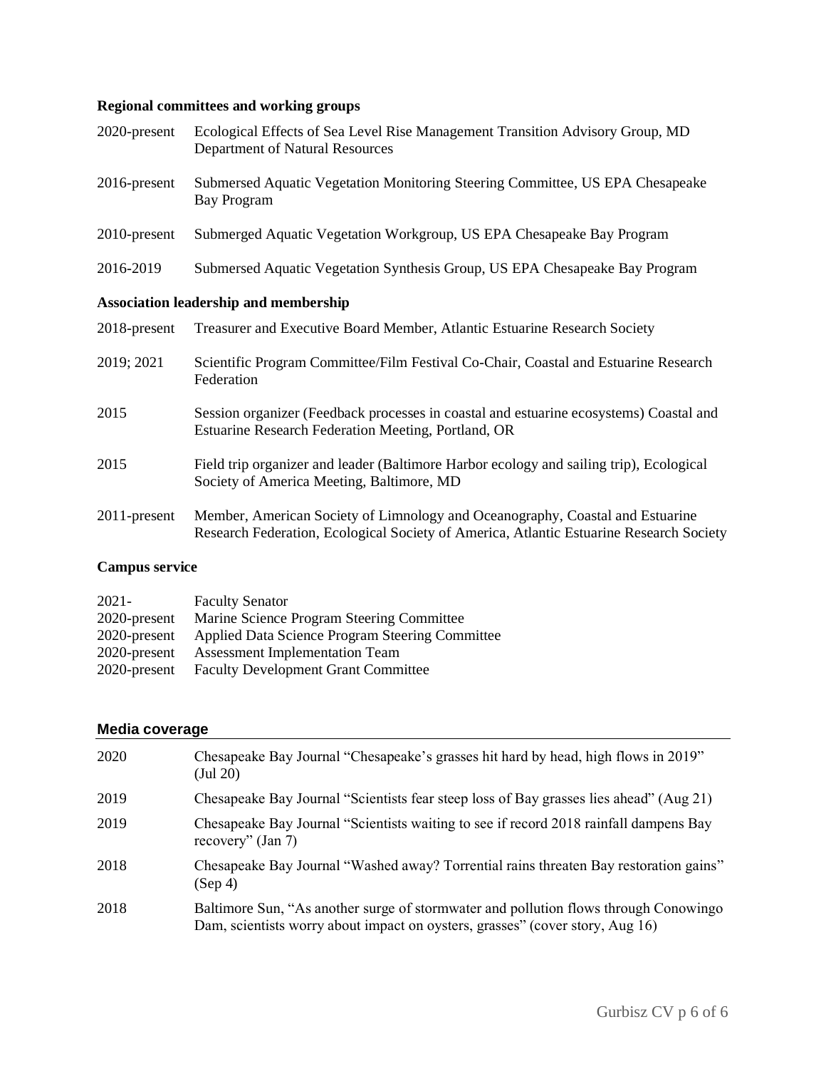### Regional committees and working groups

| | |
|---|---|
| 2020-present | Ecological Effects of Sea Level Rise Management Transition Advisory Group, MD Department of Natural Resources |
| 2016-present | Submersed Aquatic Vegetation Monitoring Steering Committee, US EPA Chesapeake Bay Program |
| 2010-present | Submerged Aquatic Vegetation Workgroup, US EPA Chesapeake Bay Program |
| 2016-2019 | Submersed Aquatic Vegetation Synthesis Group, US EPA Chesapeake Bay Program |

### Association leadership and membership

| | |
|---|---|
| 2018-present | Treasurer and Executive Board Member, Atlantic Estuarine Research Society |
| 2019; 2021 | Scientific Program Committee/Film Festival Co-Chair, Coastal and Estuarine Research Federation |
| 2015 | Session organizer (Feedback processes in coastal and estuarine ecosystems) Coastal and Estuarine Research Federation Meeting, Portland, OR |
| 2015 | Field trip organizer and leader (Baltimore Harbor ecology and sailing trip), Ecological Society of America Meeting, Baltimore, MD |
| 2011-present | Member, American Society of Limnology and Oceanography, Coastal and Estuarine Research Federation, Ecological Society of America, Atlantic Estuarine Research Society |

### Campus service

| | |
|---|---|
| 2021- | Faculty Senator |
| 2020-present | Marine Science Program Steering Committee |
| 2020-present | Applied Data Science Program Steering Committee |
| 2020-present | Assessment Implementation Team |
| 2020-present | Faculty Development Grant Committee |

## Media coverage

| | |
|---|---|
| 2020 | Chesapeake Bay Journal "Chesapeake's grasses hit hard by head, high flows in 2019" (Jul 20) |
| 2019 | Chesapeake Bay Journal "Scientists fear steep loss of Bay grasses lies ahead" (Aug 21) |
| 2019 | Chesapeake Bay Journal "Scientists waiting to see if record 2018 rainfall dampens Bay recovery" (Jan 7) |
| 2018 | Chesapeake Bay Journal "Washed away? Torrential rains threaten Bay restoration gains" (Sep 4) |
| 2018 | Baltimore Sun, "As another surge of stormwater and pollution flows through Conowingo Dam, scientists worry about impact on oysters, grasses" (cover story, Aug 16) |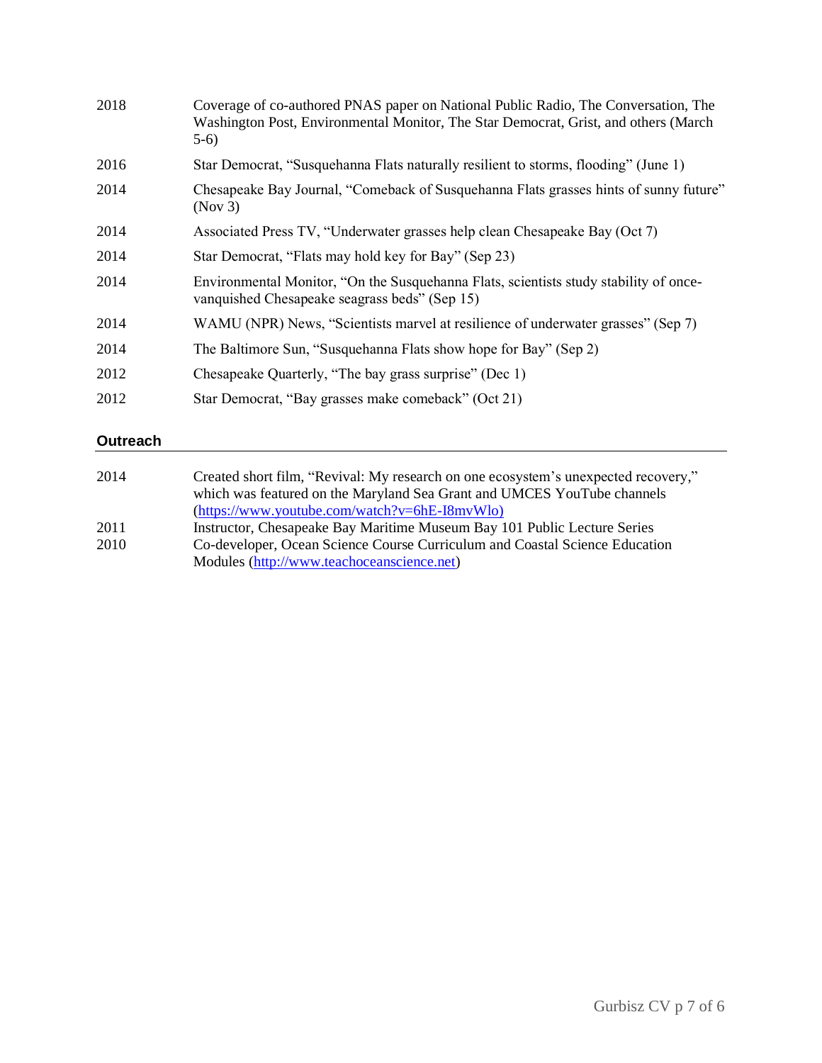| | |
|---|---|
| 2018 | Coverage of co-authored PNAS paper on National Public Radio, The Conversation, The Washington Post, Environmental Monitor, The Star Democrat, Grist, and others (March 5-6) |
| 2016 | Star Democrat, "Susquehanna Flats naturally resilient to storms, flooding" (June 1) |
| 2014 | Chesapeake Bay Journal, "Comeback of Susquehanna Flats grasses hints of sunny future" (Nov 3) |
| 2014 | Associated Press TV, "Underwater grasses help clean Chesapeake Bay (Oct 7) |
| 2014 | Star Democrat, "Flats may hold key for Bay" (Sep 23) |
| 2014 | Environmental Monitor, "On the Susquehanna Flats, scientists study stability of once-vanquished Chesapeake seagrass beds" (Sep 15) |
| 2014 | WAMU (NPR) News, "Scientists marvel at resilience of underwater grasses" (Sep 7) |
| 2014 | The Baltimore Sun, "Susquehanna Flats show hope for Bay" (Sep 2) |
| 2012 | Chesapeake Quarterly, "The bay grass surprise" (Dec 1) |
| 2012 | Star Democrat, "Bay grasses make comeback" (Oct 21) |

## Outreach

| | |
|---|---|
| 2014 | Created short film, "Revival: My research on one ecosystem's unexpected recovery," which was featured on the Maryland Sea Grant and UMCES YouTube channels (https://www.youtube.com/watch?v=6hE-I8mvWlo) |
| 2011 | Instructor, Chesapeake Bay Maritime Museum Bay 101 Public Lecture Series |
| 2010 | Co-developer, Ocean Science Course Curriculum and Coastal Science Education Modules (http://www.teachoceanscience.net) |